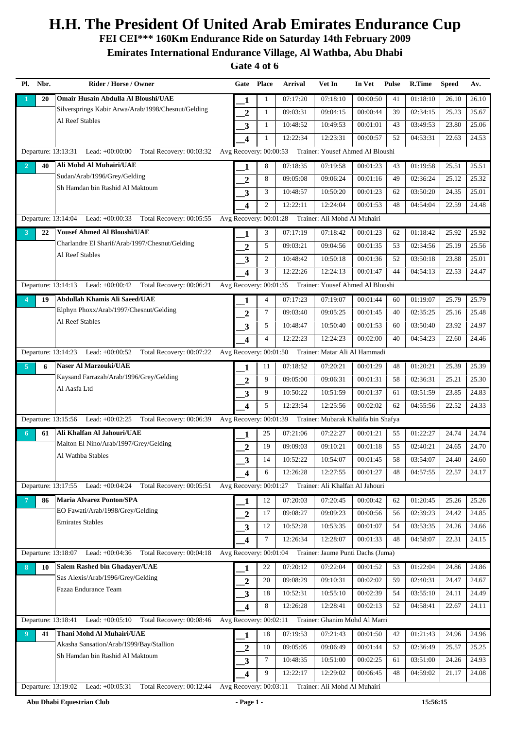# H.H. The President Of United Arab Emirates Endurance Cup

## FEI CEI*** 160Km Endurance Ride on Saturday 14th February 2009

## Emirates International Endurance Village, Al Wathba, Abu Dhabi

## Gate 4 of 6

| Pl. | Nbr. | Rider / Horse / Owner | Gate | Place | Arrival | Vet In | In Vet | Pulse | R.Time | Speed | Av. |
|---|---|---|---|---|---|---|---|---|---|---|---|
| 1 | 20 | **Omair Husain Abdulla Al Bloushi/UAE** | 1 | 1 | 07:17:20 | 07:18:10 | 00:00:50 | 41 | 01:18:10 | 26.10 | 26.10 |
| | | Silversprings Kabir Arwa/Arab/1998/Chesnut/Gelding | 2 | 1 | 09:03:31 | 09:04:15 | 00:00:44 | 39 | 02:34:15 | 25.23 | 25.67 |
| | | Al Reef Stables | 3 | 1 | 10:48:52 | 10:49:53 | 00:01:01 | 43 | 03:49:53 | 23.80 | 25.06 |
| | | | 4 | 1 | 12:22:34 | 12:23:31 | 00:00:57 | 52 | 04:53:31 | 22.63 | 24.53 |
| | | Departure: 13:13:31 Lead: +00:00:00 Total Recovery: 00:03:32 | Avg Recovery: 00:00:53 | | Trainer: Yousef Ahmed Al Bloushi | | | | | | |
| 2 | 40 | **Ali Mohd Al Muhairi/UAE** | 1 | 8 | 07:18:35 | 07:19:58 | 00:01:23 | 43 | 01:19:58 | 25.51 | 25.51 |
| | | Sudan/Arab/1996/Grey/Gelding | 2 | 8 | 09:05:08 | 09:06:24 | 00:01:16 | 49 | 02:36:24 | 25.12 | 25.32 |
| | | Sh Hamdan bin Rashid Al Maktoum | 3 | 3 | 10:48:57 | 10:50:20 | 00:01:23 | 62 | 03:50:20 | 24.35 | 25.01 |
| | | | 4 | 2 | 12:22:11 | 12:24:04 | 00:01:53 | 48 | 04:54:04 | 22.59 | 24.48 |
| | | Departure: 13:14:04 Lead: +00:00:33 Total Recovery: 00:05:55 | Avg Recovery: 00:01:28 | | Trainer: Ali Mohd Al Muhairi | | | | | | |
| 3 | 22 | **Yousef Ahmed Al Bloushi/UAE** | 1 | 3 | 07:17:19 | 07:18:42 | 00:01:23 | 62 | 01:18:42 | 25.92 | 25.92 |
| | | Charlandre El Sharif/Arab/1997/Chesnut/Gelding | 2 | 5 | 09:03:21 | 09:04:56 | 00:01:35 | 53 | 02:34:56 | 25.19 | 25.56 |
| | | Al Reef Stables | 3 | 2 | 10:48:42 | 10:50:18 | 00:01:36 | 52 | 03:50:18 | 23.88 | 25.01 |
| | | | 4 | 3 | 12:22:26 | 12:24:13 | 00:01:47 | 44 | 04:54:13 | 22.53 | 24.47 |
| | | Departure: 13:14:13 Lead: +00:00:42 Total Recovery: 00:06:21 | Avg Recovery: 00:01:35 | | Trainer: Yousef Ahmed Al Bloushi | | | | | | |
| 4 | 19 | **Abdullah Khamis Ali Saeed/UAE** | 1 | 4 | 07:17:23 | 07:19:07 | 00:01:44 | 60 | 01:19:07 | 25.79 | 25.79 |
| | | Elphyn Phoxx/Arab/1997/Chesnut/Gelding | 2 | 7 | 09:03:40 | 09:05:25 | 00:01:45 | 40 | 02:35:25 | 25.16 | 25.48 |
| | | Al Reef Stables | 3 | 5 | 10:48:47 | 10:50:40 | 00:01:53 | 60 | 03:50:40 | 23.92 | 24.97 |
| | | | 4 | 4 | 12:22:23 | 12:24:23 | 00:02:00 | 40 | 04:54:23 | 22.60 | 24.46 |
| | | Departure: 13:14:23 Lead: +00:00:52 Total Recovery: 00:07:22 | Avg Recovery: 00:01:50 | | Trainer: Matar Ali Al Hammadi | | | | | | |
| 5 | 6 | **Naser Al Marzouki/UAE** | 1 | 11 | 07:18:52 | 07:20:21 | 00:01:29 | 48 | 01:20:21 | 25.39 | 25.39 |
| | | Kaysand Farrazah/Arab/1996/Grey/Gelding | 2 | 9 | 09:05:00 | 09:06:31 | 00:01:31 | 58 | 02:36:31 | 25.21 | 25.30 |
| | | Al Aasfa Ltd | 3 | 9 | 10:50:22 | 10:51:59 | 00:01:37 | 61 | 03:51:59 | 23.85 | 24.83 |
| | | | 4 | 5 | 12:23:54 | 12:25:56 | 00:02:02 | 62 | 04:55:56 | 22.52 | 24.33 |
| | | Departure: 13:15:56 Lead: +00:02:25 Total Recovery: 00:06:39 | Avg Recovery: 00:01:39 | | Trainer: Mubarak Khalifa bin Shafya | | | | | | |
| 6 | 61 | **Ali Khalfan Al Jahouri/UAE** | 1 | 25 | 07:21:06 | 07:22:27 | 00:01:21 | 55 | 01:22:27 | 24.74 | 24.74 |
| | | Malton El Nino/Arab/1997/Grey/Gelding | 2 | 19 | 09:09:03 | 09:10:21 | 00:01:18 | 55 | 02:40:21 | 24.65 | 24.70 |
| | | Al Wathba Stables | 3 | 14 | 10:52:22 | 10:54:07 | 00:01:45 | 58 | 03:54:07 | 24.40 | 24.60 |
| | | | 4 | 6 | 12:26:28 | 12:27:55 | 00:01:27 | 48 | 04:57:55 | 22.57 | 24.17 |
| | | Departure: 13:17:55 Lead: +00:04:24 Total Recovery: 00:05:51 | Avg Recovery: 00:01:27 | | Trainer: Ali Khalfan Al Jahouri | | | | | | |
| 7 | 86 | **Maria Alvarez Ponton/SPA** | 1 | 12 | 07:20:03 | 07:20:45 | 00:00:42 | 62 | 01:20:45 | 25.26 | 25.26 |
| | | EO Fawati/Arab/1998/Grey/Gelding | 2 | 17 | 09:08:27 | 09:09:23 | 00:00:56 | 56 | 02:39:23 | 24.42 | 24.85 |
| | | Emirates Stables | 3 | 12 | 10:52:28 | 10:53:35 | 00:01:07 | 54 | 03:53:35 | 24.26 | 24.66 |
| | | | 4 | 7 | 12:26:34 | 12:28:07 | 00:01:33 | 48 | 04:58:07 | 22.31 | 24.15 |
| | | Departure: 13:18:07 Lead: +00:04:36 Total Recovery: 00:04:18 | Avg Recovery: 00:01:04 | | Trainer: Jaume Punti Dachs (Juma) | | | | | | |
| 8 | 10 | **Salem Rashed bin Ghadayer/UAE** | 1 | 22 | 07:20:12 | 07:22:04 | 00:01:52 | 53 | 01:22:04 | 24.86 | 24.86 |
| | | Sas Alexis/Arab/1996/Grey/Gelding | 2 | 20 | 09:08:29 | 09:10:31 | 00:02:02 | 59 | 02:40:31 | 24.47 | 24.67 |
| | | Fazaa Endurance Team | 3 | 18 | 10:52:31 | 10:55:10 | 00:02:39 | 54 | 03:55:10 | 24.11 | 24.49 |
| | | | 4 | 8 | 12:26:28 | 12:28:41 | 00:02:13 | 52 | 04:58:41 | 22.67 | 24.11 |
| | | Departure: 13:18:41 Lead: +00:05:10 Total Recovery: 00:08:46 | Avg Recovery: 00:02:11 | | Trainer: Ghanim Mohd Al Marri | | | | | | |
| 9 | 41 | **Thani Mohd Al Muhairi/UAE** | 1 | 18 | 07:19:53 | 07:21:43 | 00:01:50 | 42 | 01:21:43 | 24.96 | 24.96 |
| | | Akasha Sansation/Arab/1999/Bay/Stallion | 2 | 10 | 09:05:05 | 09:06:49 | 00:01:44 | 52 | 02:36:49 | 25.57 | 25.25 |
| | | Sh Hamdan bin Rashid Al Maktoum | 3 | 7 | 10:48:35 | 10:51:00 | 00:02:25 | 61 | 03:51:00 | 24.26 | 24.93 |
| | | | 4 | 9 | 12:22:17 | 12:29:02 | 00:06:45 | 48 | 04:59:02 | 21.17 | 24.08 |
| | | Departure: 13:19:02 Lead: +00:05:31 Total Recovery: 00:12:44 | Avg Recovery: 00:03:11 | | Trainer: Ali Mohd Al Muhairi | | | | | | |

Abu Dhabi Equestrian Club — 15:56:15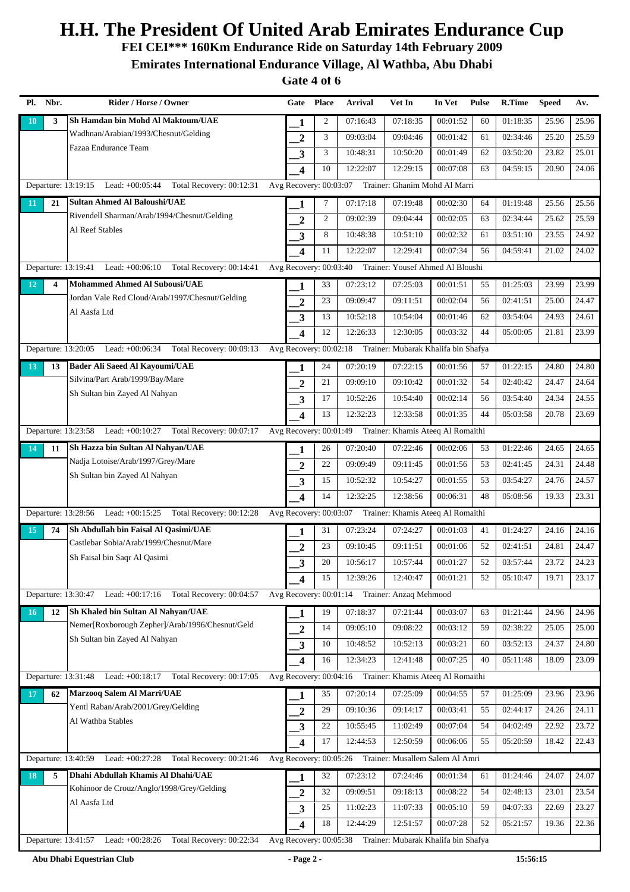# H.H. The President Of United Arab Emirates Endurance Cup

## FEI CEI*** 160Km Endurance Ride on Saturday 14th February 2009

## Emirates International Endurance Village, Al Wathba, Abu Dhabi

## Gate 4 of 6

| Pl. | Nbr. | Rider / Horse / Owner | Gate | Place | Arrival | Vet In | In Vet | Pulse | R.Time | Speed | Av. |
|---|---|---|---|---|---|---|---|---|---|---|---|
| 10 | 3 | Sh Hamdan bin Mohd Al Maktoum/UAE | 1 | 2 | 07:16:43 | 07:18:35 | 00:01:52 | 60 | 01:18:35 | 25.96 | 25.96 |
| | | Wadhnan/Arabian/1993/Chesnut/Gelding | 2 | 3 | 09:03:04 | 09:04:46 | 00:01:42 | 61 | 02:34:46 | 25.20 | 25.59 |
| | | Fazaa Endurance Team | 3 | 3 | 10:48:31 | 10:50:20 | 00:01:49 | 62 | 03:50:20 | 23.82 | 25.01 |
| | | | 4 | 10 | 12:22:07 | 12:29:15 | 00:07:08 | 63 | 04:59:15 | 20.90 | 24.06 |
| | | Departure: 13:19:15 Lead: +00:05:44 Total Recovery: 00:12:31 | Avg Recovery: 00:03:07 | Trainer: Ghanim Mohd Al Marri | | | | | | | |
| 11 | 21 | Sultan Ahmed Al Baloushi/UAE | 1 | 7 | 07:17:18 | 07:19:48 | 00:02:30 | 64 | 01:19:48 | 25.56 | 25.56 |
| | | Rivendell Sharman/Arab/1994/Chesnut/Gelding | 2 | 2 | 09:02:39 | 09:04:44 | 00:02:05 | 63 | 02:34:44 | 25.62 | 25.59 |
| | | Al Reef Stables | 3 | 8 | 10:48:38 | 10:51:10 | 00:02:32 | 61 | 03:51:10 | 23.55 | 24.92 |
| | | | 4 | 11 | 12:22:07 | 12:29:41 | 00:07:34 | 56 | 04:59:41 | 21.02 | 24.02 |
| | | Departure: 13:19:41 Lead: +00:06:10 Total Recovery: 00:14:41 | Avg Recovery: 00:03:40 | Trainer: Yousef Ahmed Al Bloushi | | | | | | | |
| 12 | 4 | Mohammed Ahmed Al Subousi/UAE | 1 | 33 | 07:23:12 | 07:25:03 | 00:01:51 | 55 | 01:25:03 | 23.99 | 23.99 |
| | | Jordan Vale Red Cloud/Arab/1997/Chesnut/Gelding | 2 | 23 | 09:09:47 | 09:11:51 | 00:02:04 | 56 | 02:41:51 | 25.00 | 24.47 |
| | | Al Aasfa Ltd | 3 | 13 | 10:52:18 | 10:54:04 | 00:01:46 | 62 | 03:54:04 | 24.93 | 24.61 |
| | | | 4 | 12 | 12:26:33 | 12:30:05 | 00:03:32 | 44 | 05:00:05 | 21.81 | 23.99 |
| | | Departure: 13:20:05 Lead: +00:06:34 Total Recovery: 00:09:13 | Avg Recovery: 00:02:18 | Trainer: Mubarak Khalifa bin Shafya | | | | | | | |
| 13 | 13 | Bader Ali Saeed Al Kayoumi/UAE | 1 | 24 | 07:20:19 | 07:22:15 | 00:01:56 | 57 | 01:22:15 | 24.80 | 24.80 |
| | | Silvina/Part Arab/1999/Bay/Mare | 2 | 21 | 09:09:10 | 09:10:42 | 00:01:32 | 54 | 02:40:42 | 24.47 | 24.64 |
| | | Sh Sultan bin Zayed Al Nahyan | 3 | 17 | 10:52:26 | 10:54:40 | 00:02:14 | 56 | 03:54:40 | 24.34 | 24.55 |
| | | | 4 | 13 | 12:32:23 | 12:33:58 | 00:01:35 | 44 | 05:03:58 | 20.78 | 23.69 |
| | | Departure: 13:23:58 Lead: +00:10:27 Total Recovery: 00:07:17 | Avg Recovery: 00:01:49 | Trainer: Khamis Ateeq Al Romaithi | | | | | | | |
| 14 | 11 | Sh Hazza bin Sultan Al Nahyan/UAE | 1 | 26 | 07:20:40 | 07:22:46 | 00:02:06 | 53 | 01:22:46 | 24.65 | 24.65 |
| | | Nadja Lotoise/Arab/1997/Grey/Mare | 2 | 22 | 09:09:49 | 09:11:45 | 00:01:56 | 53 | 02:41:45 | 24.31 | 24.48 |
| | | Sh Sultan bin Zayed Al Nahyan | 3 | 15 | 10:52:32 | 10:54:27 | 00:01:55 | 53 | 03:54:27 | 24.76 | 24.57 |
| | | | 4 | 14 | 12:32:25 | 12:38:56 | 00:06:31 | 48 | 05:08:56 | 19.33 | 23.31 |
| | | Departure: 13:28:56 Lead: +00:15:25 Total Recovery: 00:12:28 | Avg Recovery: 00:03:07 | Trainer: Khamis Ateeq Al Romaithi | | | | | | | |
| 15 | 74 | Sh Abdullah bin Faisal Al Qasimi/UAE | 1 | 31 | 07:23:24 | 07:24:27 | 00:01:03 | 41 | 01:24:27 | 24.16 | 24.16 |
| | | Castlebar Sobia/Arab/1999/Chesnut/Mare | 2 | 23 | 09:10:45 | 09:11:51 | 00:01:06 | 52 | 02:41:51 | 24.81 | 24.47 |
| | | Sh Faisal bin Saqr Al Qasimi | 3 | 20 | 10:56:17 | 10:57:44 | 00:01:27 | 52 | 03:57:44 | 23.72 | 24.23 |
| | | | 4 | 15 | 12:39:26 | 12:40:47 | 00:01:21 | 52 | 05:10:47 | 19.71 | 23.17 |
| | | Departure: 13:30:47 Lead: +00:17:16 Total Recovery: 00:04:57 | Avg Recovery: 00:01:14 | Trainer: Anzaq Mehmood | | | | | | | |
| 16 | 12 | Sh Khaled bin Sultan Al Nahyan/UAE | 1 | 19 | 07:18:37 | 07:21:44 | 00:03:07 | 63 | 01:21:44 | 24.96 | 24.96 |
| | | Nemer[Roxborough Zepher]/Arab/1996/Chesnut/Geld | 2 | 14 | 09:05:10 | 09:08:22 | 00:03:12 | 59 | 02:38:22 | 25.05 | 25.00 |
| | | Sh Sultan bin Zayed Al Nahyan | 3 | 10 | 10:48:52 | 10:52:13 | 00:03:21 | 60 | 03:52:13 | 24.37 | 24.80 |
| | | | 4 | 16 | 12:34:23 | 12:41:48 | 00:07:25 | 40 | 05:11:48 | 18.09 | 23.09 |
| | | Departure: 13:31:48 Lead: +00:18:17 Total Recovery: 00:17:05 | Avg Recovery: 00:04:16 | Trainer: Khamis Ateeq Al Romaithi | | | | | | | |
| 17 | 62 | Marzooq Salem Al Marri/UAE | 1 | 35 | 07:20:14 | 07:25:09 | 00:04:55 | 57 | 01:25:09 | 23.96 | 23.96 |
| | | Yentl Raban/Arab/2001/Grey/Gelding | 2 | 29 | 09:10:36 | 09:14:17 | 00:03:41 | 55 | 02:44:17 | 24.26 | 24.11 |
| | | Al Wathba Stables | 3 | 22 | 10:55:45 | 11:02:49 | 00:07:04 | 54 | 04:02:49 | 22.92 | 23.72 |
| | | | 4 | 17 | 12:44:53 | 12:50:59 | 00:06:06 | 55 | 05:20:59 | 18.42 | 22.43 |
| | | Departure: 13:40:59 Lead: +00:27:28 Total Recovery: 00:21:46 | Avg Recovery: 00:05:26 | Trainer: Musallem Salem Al Amri | | | | | | | |
| 18 | 5 | Dhahi Abdullah Khamis Al Dhahi/UAE | 1 | 32 | 07:23:12 | 07:24:46 | 00:01:34 | 61 | 01:24:46 | 24.07 | 24.07 |
| | | Kohinoor de Crouz/Anglo/1998/Grey/Gelding | 2 | 32 | 09:09:51 | 09:18:13 | 00:08:22 | 54 | 02:48:13 | 23.01 | 23.54 |
| | | Al Aasfa Ltd | 3 | 25 | 11:02:23 | 11:07:33 | 00:05:10 | 59 | 04:07:33 | 22.69 | 23.27 |
| | | | 4 | 18 | 12:44:29 | 12:51:57 | 00:07:28 | 52 | 05:21:57 | 19.36 | 22.36 |
| | | Departure: 13:41:57 Lead: +00:28:26 Total Recovery: 00:22:34 | Avg Recovery: 00:05:38 | Trainer: Mubarak Khalifa bin Shafya | | | | | | | |

Abu Dhabi Equestrian Club 15:56:15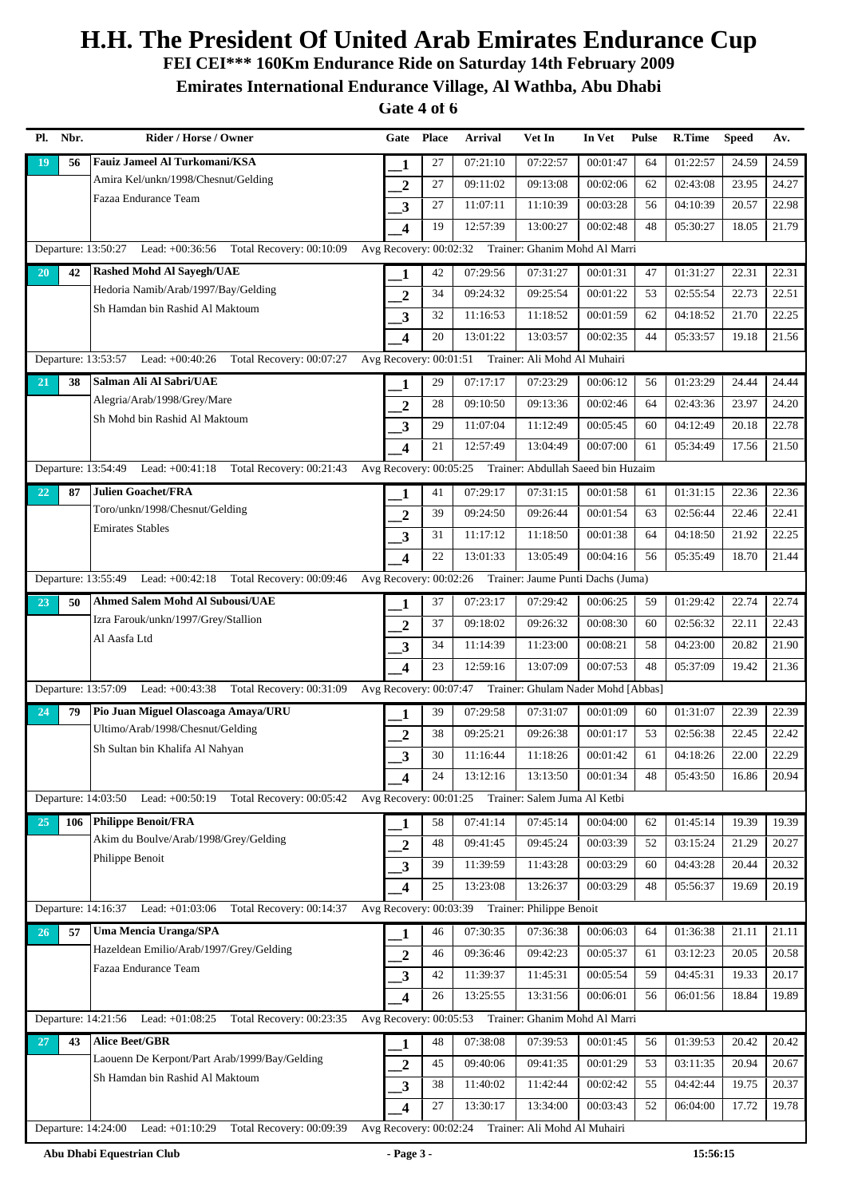# H.H. The President Of United Arab Emirates Endurance Cup

**FEI CEI*** 160Km Endurance Ride on Saturday 14th February 2009**

**Emirates International Endurance Village, Al Wathba, Abu Dhabi**

**Gate 4 of 6**

| Pl. | Nbr. | Rider / Horse / Owner | Gate | Place | Arrival | Vet In | In Vet | Pulse | R.Time | Speed | Av. |
|---|---|---|---|---|---|---|---|---|---|---|---|
| 19 | 56 | **Fauiz Jameel Al Turkomani/KSA** | 1 | 27 | 07:21:10 | 07:22:57 | 00:01:47 | 64 | 01:22:57 | 24.59 | 24.59 |
| | | Amira Kel/unkn/1998/Chesnut/Gelding | 2 | 27 | 09:11:02 | 09:13:08 | 00:02:06 | 62 | 02:43:08 | 23.95 | 24.27 |
| | | Fazaa Endurance Team | 3 | 27 | 11:07:11 | 11:10:39 | 00:03:28 | 56 | 04:10:39 | 20.57 | 22.98 |
| | | | 4 | 19 | 12:57:39 | 13:00:27 | 00:02:48 | 48 | 05:30:27 | 18.05 | 21.79 |
| | | Departure: 13:50:27 Lead: +00:36:56 Total Recovery: 00:10:09 | Avg Recovery: 00:02:32 | | Trainer: Ghanim Mohd Al Marri | | | | | | |
| 20 | 42 | **Rashed Mohd Al Sayegh/UAE** | 1 | 42 | 07:29:56 | 07:31:27 | 00:01:31 | 47 | 01:31:27 | 22.31 | 22.31 |
| | | Hedoria Namib/Arab/1997/Bay/Gelding | 2 | 34 | 09:24:32 | 09:25:54 | 00:01:22 | 53 | 02:55:54 | 22.73 | 22.51 |
| | | Sh Hamdan bin Rashid Al Maktoum | 3 | 32 | 11:16:53 | 11:18:52 | 00:01:59 | 62 | 04:18:52 | 21.70 | 22.25 |
| | | | 4 | 20 | 13:01:22 | 13:03:57 | 00:02:35 | 44 | 05:33:57 | 19.18 | 21.56 |
| | | Departure: 13:53:57 Lead: +00:40:26 Total Recovery: 00:07:27 | Avg Recovery: 00:01:51 | | Trainer: Ali Mohd Al Muhairi | | | | | | |
| 21 | 38 | **Salman Ali Al Sabri/UAE** | 1 | 29 | 07:17:17 | 07:23:29 | 00:06:12 | 56 | 01:23:29 | 24.44 | 24.44 |
| | | Alegria/Arab/1998/Grey/Mare | 2 | 28 | 09:10:50 | 09:13:36 | 00:02:46 | 64 | 02:43:36 | 23.97 | 24.20 |
| | | Sh Mohd bin Rashid Al Maktoum | 3 | 29 | 11:07:04 | 11:12:49 | 00:05:45 | 60 | 04:12:49 | 20.18 | 22.78 |
| | | | 4 | 21 | 12:57:49 | 13:04:49 | 00:07:00 | 61 | 05:34:49 | 17.56 | 21.50 |
| | | Departure: 13:54:49 Lead: +00:41:18 Total Recovery: 00:21:43 | Avg Recovery: 00:05:25 | | Trainer: Abdullah Saeed bin Huzaim | | | | | | |
| 22 | 87 | **Julien Goachet/FRA** | 1 | 41 | 07:29:17 | 07:31:15 | 00:01:58 | 61 | 01:31:15 | 22.36 | 22.36 |
| | | Toro/unkn/1998/Chesnut/Gelding | 2 | 39 | 09:24:50 | 09:26:44 | 00:01:54 | 63 | 02:56:44 | 22.46 | 22.41 |
| | | Emirates Stables | 3 | 31 | 11:17:12 | 11:18:50 | 00:01:38 | 64 | 04:18:50 | 21.92 | 22.25 |
| | | | 4 | 22 | 13:01:33 | 13:05:49 | 00:04:16 | 56 | 05:35:49 | 18.70 | 21.44 |
| | | Departure: 13:55:49 Lead: +00:42:18 Total Recovery: 00:09:46 | Avg Recovery: 00:02:26 | | Trainer: Jaume Punti Dachs (Juma) | | | | | | |
| 23 | 50 | **Ahmed Salem Mohd Al Subousi/UAE** | 1 | 37 | 07:23:17 | 07:29:42 | 00:06:25 | 59 | 01:29:42 | 22.74 | 22.74 |
| | | Izra Farouk/unkn/1997/Grey/Stallion | 2 | 37 | 09:18:02 | 09:26:32 | 00:08:30 | 60 | 02:56:32 | 22.11 | 22.43 |
| | | Al Aasfa Ltd | 3 | 34 | 11:14:39 | 11:23:00 | 00:08:21 | 58 | 04:23:00 | 20.82 | 21.90 |
| | | | 4 | 23 | 12:59:16 | 13:07:09 | 00:07:53 | 48 | 05:37:09 | 19.42 | 21.36 |
| | | Departure: 13:57:09 Lead: +00:43:38 Total Recovery: 00:31:09 | Avg Recovery: 00:07:47 | | Trainer: Ghulam Nader Mohd [Abbas] | | | | | | |
| 24 | 79 | **Pio Juan Miguel Olascoaga Amaya/URU** | 1 | 39 | 07:29:58 | 07:31:07 | 00:01:09 | 60 | 01:31:07 | 22.39 | 22.39 |
| | | Ultimo/Arab/1998/Chesnut/Gelding | 2 | 38 | 09:25:21 | 09:26:38 | 00:01:17 | 53 | 02:56:38 | 22.45 | 22.42 |
| | | Sh Sultan bin Khalifa Al Nahyan | 3 | 30 | 11:16:44 | 11:18:26 | 00:01:42 | 61 | 04:18:26 | 22.00 | 22.29 |
| | | | 4 | 24 | 13:12:16 | 13:13:50 | 00:01:34 | 48 | 05:43:50 | 16.86 | 20.94 |
| | | Departure: 14:03:50 Lead: +00:50:19 Total Recovery: 00:05:42 | Avg Recovery: 00:01:25 | | Trainer: Salem Juma Al Ketbi | | | | | | |
| 25 | 106 | **Philippe Benoit/FRA** | 1 | 58 | 07:41:14 | 07:45:14 | 00:04:00 | 62 | 01:45:14 | 19.39 | 19.39 |
| | | Akim du Boulve/Arab/1998/Grey/Gelding | 2 | 48 | 09:41:45 | 09:45:24 | 00:03:39 | 52 | 03:15:24 | 21.29 | 20.27 |
| | | Philippe Benoit | 3 | 39 | 11:39:59 | 11:43:28 | 00:03:29 | 60 | 04:43:28 | 20.44 | 20.32 |
| | | | 4 | 25 | 13:23:08 | 13:26:37 | 00:03:29 | 48 | 05:56:37 | 19.69 | 20.19 |
| | | Departure: 14:16:37 Lead: +01:03:06 Total Recovery: 00:14:37 | Avg Recovery: 00:03:39 | | Trainer: Philippe Benoit | | | | | | |
| 26 | 57 | **Uma Mencia Uranga/SPA** | 1 | 46 | 07:30:35 | 07:36:38 | 00:06:03 | 64 | 01:36:38 | 21.11 | 21.11 |
| | | Hazeldean Emilio/Arab/1997/Grey/Gelding | 2 | 46 | 09:36:46 | 09:42:23 | 00:05:37 | 61 | 03:12:23 | 20.05 | 20.58 |
| | | Fazaa Endurance Team | 3 | 42 | 11:39:37 | 11:45:31 | 00:05:54 | 59 | 04:45:31 | 19.33 | 20.17 |
| | | | 4 | 26 | 13:25:55 | 13:31:56 | 00:06:01 | 56 | 06:01:56 | 18.84 | 19.89 |
| | | Departure: 14:21:56 Lead: +01:08:25 Total Recovery: 00:23:35 | Avg Recovery: 00:05:53 | | Trainer: Ghanim Mohd Al Marri | | | | | | |
| 27 | 43 | **Alice Beet/GBR** | 1 | 48 | 07:38:08 | 07:39:53 | 00:01:45 | 56 | 01:39:53 | 20.42 | 20.42 |
| | | Laouenn De Kerpont/Part Arab/1999/Bay/Gelding | 2 | 45 | 09:40:06 | 09:41:35 | 00:01:29 | 53 | 03:11:35 | 20.94 | 20.67 |
| | | Sh Hamdan bin Rashid Al Maktoum | 3 | 38 | 11:40:02 | 11:42:44 | 00:02:42 | 55 | 04:42:44 | 19.75 | 20.37 |
| | | | 4 | 27 | 13:30:17 | 13:34:00 | 00:03:43 | 52 | 06:04:00 | 17.72 | 19.78 |
| | | Departure: 14:24:00 Lead: +01:10:29 Total Recovery: 00:09:39 | Avg Recovery: 00:02:24 | | Trainer: Ali Mohd Al Muhairi | | | | | | |

Abu Dhabi Equestrian Club — 15:56:15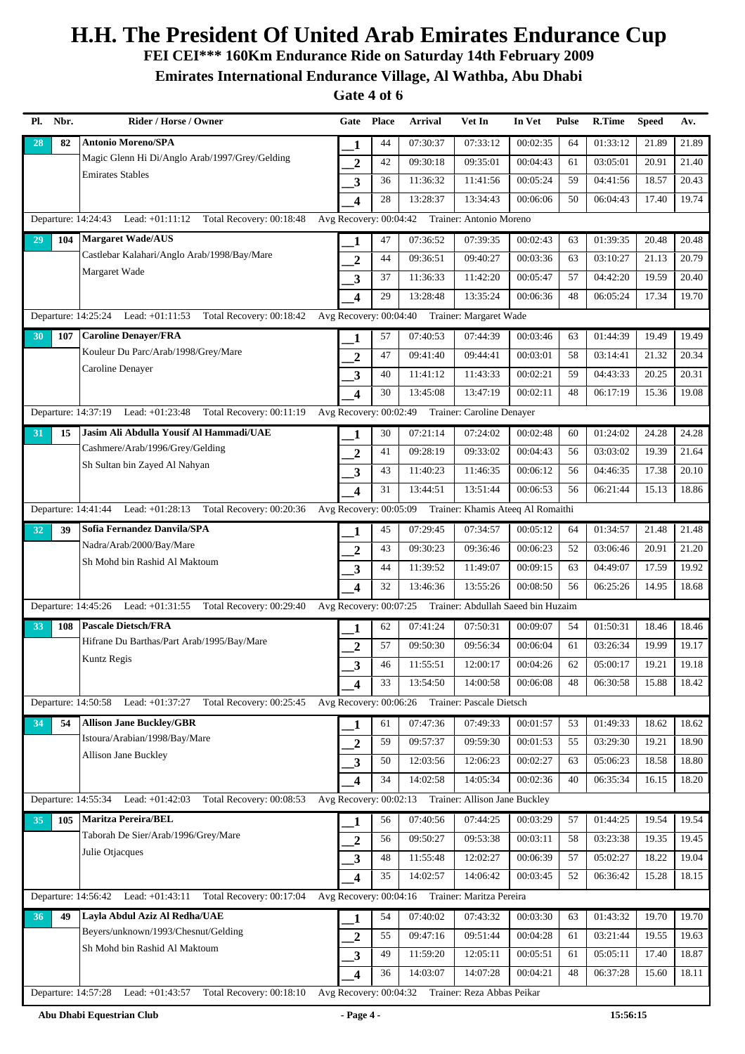# H.H. The President Of United Arab Emirates Endurance Cup

## FEI CEI*** 160Km Endurance Ride on Saturday 14th February 2009

## Emirates International Endurance Village, Al Wathba, Abu Dhabi

### Gate 4 of 6

| Pl. | Nbr. | Rider / Horse / Owner | Gate | Place | Arrival | Vet In | In Vet | Pulse | R.Time | Speed | Av. |
|---|---|---|---|---|---|---|---|---|---|---|---|
| 28 | 82 | **Antonio Moreno/SPA** | 1 | 44 | 07:30:37 | 07:33:12 | 00:02:35 | 64 | 01:33:12 | 21.89 | 21.89 |
| | | Magic Glenn Hi Di/Anglo Arab/1997/Grey/Gelding | 2 | 42 | 09:30:18 | 09:35:01 | 00:04:43 | 61 | 03:05:01 | 20.91 | 21.40 |
| | | Emirates Stables | 3 | 36 | 11:36:32 | 11:41:56 | 00:05:24 | 59 | 04:41:56 | 18.57 | 20.43 |
| | | | 4 | 28 | 13:28:37 | 13:34:43 | 00:06:06 | 50 | 06:04:43 | 17.40 | 19.74 |
| | | Departure: 14:24:43 Lead: +01:11:12 Total Recovery: 00:18:48 | Avg Recovery: 00:04:42 | | Trainer: Antonio Moreno | | | | | | |
| 29 | 104 | **Margaret Wade/AUS** | 1 | 47 | 07:36:52 | 07:39:35 | 00:02:43 | 63 | 01:39:35 | 20.48 | 20.48 |
| | | Castlebar Kalahari/Anglo Arab/1998/Bay/Mare | 2 | 44 | 09:36:51 | 09:40:27 | 00:03:36 | 63 | 03:10:27 | 21.13 | 20.79 |
| | | Margaret Wade | 3 | 37 | 11:36:33 | 11:42:20 | 00:05:47 | 57 | 04:42:20 | 19.59 | 20.40 |
| | | | 4 | 29 | 13:28:48 | 13:35:24 | 00:06:36 | 48 | 06:05:24 | 17.34 | 19.70 |
| | | Departure: 14:25:24 Lead: +01:11:53 Total Recovery: 00:18:42 | Avg Recovery: 00:04:40 | | Trainer: Margaret Wade | | | | | | |
| 30 | 107 | **Caroline Denayer/FRA** | 1 | 57 | 07:40:53 | 07:44:39 | 00:03:46 | 63 | 01:44:39 | 19.49 | 19.49 |
| | | Kouleur Du Parc/Arab/1998/Grey/Mare | 2 | 47 | 09:41:40 | 09:44:41 | 00:03:01 | 58 | 03:14:41 | 21.32 | 20.34 |
| | | Caroline Denayer | 3 | 40 | 11:41:12 | 11:43:33 | 00:02:21 | 59 | 04:43:33 | 20.25 | 20.31 |
| | | | 4 | 30 | 13:45:08 | 13:47:19 | 00:02:11 | 48 | 06:17:19 | 15.36 | 19.08 |
| | | Departure: 14:37:19 Lead: +01:23:48 Total Recovery: 00:11:19 | Avg Recovery: 00:02:49 | | Trainer: Caroline Denayer | | | | | | |
| 31 | 15 | **Jasim Ali Abdulla Yousif Al Hammadi/UAE** | 1 | 30 | 07:21:14 | 07:24:02 | 00:02:48 | 60 | 01:24:02 | 24.28 | 24.28 |
| | | Cashmere/Arab/1996/Grey/Gelding | 2 | 41 | 09:28:19 | 09:33:02 | 00:04:43 | 56 | 03:03:02 | 19.39 | 21.64 |
| | | Sh Sultan bin Zayed Al Nahyan | 3 | 43 | 11:40:23 | 11:46:35 | 00:06:12 | 56 | 04:46:35 | 17.38 | 20.10 |
| | | | 4 | 31 | 13:44:51 | 13:51:44 | 00:06:53 | 56 | 06:21:44 | 15.13 | 18.86 |
| | | Departure: 14:41:44 Lead: +01:28:13 Total Recovery: 00:20:36 | Avg Recovery: 00:05:09 | | Trainer: Khamis Ateeq Al Romaithi | | | | | | |
| 32 | 39 | **Sofia Fernandez Danvila/SPA** | 1 | 45 | 07:29:45 | 07:34:57 | 00:05:12 | 64 | 01:34:57 | 21.48 | 21.48 |
| | | Nadra/Arab/2000/Bay/Mare | 2 | 43 | 09:30:23 | 09:36:46 | 00:06:23 | 52 | 03:06:46 | 20.91 | 21.20 |
| | | Sh Mohd bin Rashid Al Maktoum | 3 | 44 | 11:39:52 | 11:49:07 | 00:09:15 | 63 | 04:49:07 | 17.59 | 19.92 |
| | | | 4 | 32 | 13:46:36 | 13:55:26 | 00:08:50 | 56 | 06:25:26 | 14.95 | 18.68 |
| | | Departure: 14:45:26 Lead: +01:31:55 Total Recovery: 00:29:40 | Avg Recovery: 00:07:25 | | Trainer: Abdullah Saeed bin Huzaim | | | | | | |
| 33 | 108 | **Pascale Dietsch/FRA** | 1 | 62 | 07:41:24 | 07:50:31 | 00:09:07 | 54 | 01:50:31 | 18.46 | 18.46 |
| | | Hifrane Du Barthas/Part Arab/1995/Bay/Mare | 2 | 57 | 09:50:30 | 09:56:34 | 00:06:04 | 61 | 03:26:34 | 19.99 | 19.17 |
| | | Kuntz Regis | 3 | 46 | 11:55:51 | 12:00:17 | 00:04:26 | 62 | 05:00:17 | 19.21 | 19.18 |
| | | | 4 | 33 | 13:54:50 | 14:00:58 | 00:06:08 | 48 | 06:30:58 | 15.88 | 18.42 |
| | | Departure: 14:50:58 Lead: +01:37:27 Total Recovery: 00:25:45 | Avg Recovery: 00:06:26 | | Trainer: Pascale Dietsch | | | | | | |
| 34 | 54 | **Allison Jane Buckley/GBR** | 1 | 61 | 07:47:36 | 07:49:33 | 00:01:57 | 53 | 01:49:33 | 18.62 | 18.62 |
| | | Istoura/Arabian/1998/Bay/Mare | 2 | 59 | 09:57:37 | 09:59:30 | 00:01:53 | 55 | 03:29:30 | 19.21 | 18.90 |
| | | Allison Jane Buckley | 3 | 50 | 12:03:56 | 12:06:23 | 00:02:27 | 63 | 05:06:23 | 18.58 | 18.80 |
| | | | 4 | 34 | 14:02:58 | 14:05:34 | 00:02:36 | 40 | 06:35:34 | 16.15 | 18.20 |
| | | Departure: 14:55:34 Lead: +01:42:03 Total Recovery: 00:08:53 | Avg Recovery: 00:02:13 | | Trainer: Allison Jane Buckley | | | | | | |
| 35 | 105 | **Maritza Pereira/BEL** | 1 | 56 | 07:40:56 | 07:44:25 | 00:03:29 | 57 | 01:44:25 | 19.54 | 19.54 |
| | | Taborah De Sier/Arab/1996/Grey/Mare | 2 | 56 | 09:50:27 | 09:53:38 | 00:03:11 | 58 | 03:23:38 | 19.35 | 19.45 |
| | | Julie Otjacques | 3 | 48 | 11:55:48 | 12:02:27 | 00:06:39 | 57 | 05:02:27 | 18.22 | 19.04 |
| | | | 4 | 35 | 14:02:57 | 14:06:42 | 00:03:45 | 52 | 06:36:42 | 15.28 | 18.15 |
| | | Departure: 14:56:42 Lead: +01:43:11 Total Recovery: 00:17:04 | Avg Recovery: 00:04:16 | | Trainer: Maritza Pereira | | | | | | |
| 36 | 49 | **Layla Abdul Aziz Al Redha/UAE** | 1 | 54 | 07:40:02 | 07:43:32 | 00:03:30 | 63 | 01:43:32 | 19.70 | 19.70 |
| | | Beyers/unknown/1993/Chesnut/Gelding | 2 | 55 | 09:47:16 | 09:51:44 | 00:04:28 | 61 | 03:21:44 | 19.55 | 19.63 |
| | | Sh Mohd bin Rashid Al Maktoum | 3 | 49 | 11:59:20 | 12:05:11 | 00:05:51 | 61 | 05:05:11 | 17.40 | 18.87 |
| | | | 4 | 36 | 14:03:07 | 14:07:28 | 00:04:21 | 48 | 06:37:28 | 15.60 | 18.11 |
| | | Departure: 14:57:28 Lead: +01:43:57 Total Recovery: 00:18:10 | Avg Recovery: 00:04:32 | | Trainer: Reza Abbas Peikar | | | | | | |

Abu Dhabi Equestrian Club — 15:56:15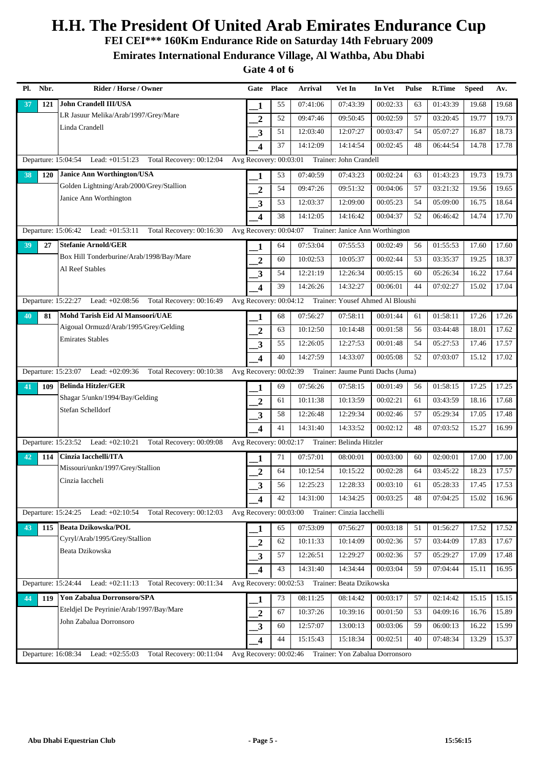# H.H. The President Of United Arab Emirates Endurance Cup

**FEI CEI*** 160Km Endurance Ride on Saturday 14th February 2009**

**Emirates International Endurance Village, Al Wathba, Abu Dhabi**

**Gate 4 of 6**

| Pl. | Nbr. | Rider / Horse / Owner | Gate | Place | Arrival | Vet In | In Vet | Pulse | R.Time | Speed | Av. |
|---|---|---|---|---|---|---|---|---|---|---|---|
| 37 | 121 | **John Crandell III/USA** | 1 | 55 | 07:41:06 | 07:43:39 | 00:02:33 | 63 | 01:43:39 | 19.68 | 19.68 |
| | | LR Jasuur Melika/Arab/1997/Grey/Mare | 2 | 52 | 09:47:46 | 09:50:45 | 00:02:59 | 57 | 03:20:45 | 19.77 | 19.73 |
| | | Linda Crandell | 3 | 51 | 12:03:40 | 12:07:27 | 00:03:47 | 54 | 05:07:27 | 16.87 | 18.73 |
| | | | 4 | 37 | 14:12:09 | 14:14:54 | 00:02:45 | 48 | 06:44:54 | 14.78 | 17.78 |
| | | Departure: 15:04:54 Lead: +01:51:23 Total Recovery: 00:12:04 | Avg Recovery: 00:03:01 | | Trainer: John Crandell | | | | | | |
| 38 | 120 | **Janice Ann Worthington/USA** | 1 | 53 | 07:40:59 | 07:43:23 | 00:02:24 | 63 | 01:43:23 | 19.73 | 19.73 |
| | | Golden Lightning/Arab/2000/Grey/Stallion | 2 | 54 | 09:47:26 | 09:51:32 | 00:04:06 | 57 | 03:21:32 | 19.56 | 19.65 |
| | | Janice Ann Worthington | 3 | 53 | 12:03:37 | 12:09:00 | 00:05:23 | 54 | 05:09:00 | 16.75 | 18.64 |
| | | | 4 | 38 | 14:12:05 | 14:16:42 | 00:04:37 | 52 | 06:46:42 | 14.74 | 17.70 |
| | | Departure: 15:06:42 Lead: +01:53:11 Total Recovery: 00:16:30 | Avg Recovery: 00:04:07 | | Trainer: Janice Ann Worthington | | | | | | |
| 39 | 27 | **Stefanie Arnold/GER** | 1 | 64 | 07:53:04 | 07:55:53 | 00:02:49 | 56 | 01:55:53 | 17.60 | 17.60 |
| | | Box Hill Tonderburine/Arab/1998/Bay/Mare | 2 | 60 | 10:02:53 | 10:05:37 | 00:02:44 | 53 | 03:35:37 | 19.25 | 18.37 |
| | | Al Reef Stables | 3 | 54 | 12:21:19 | 12:26:34 | 00:05:15 | 60 | 05:26:34 | 16.22 | 17.64 |
| | | | 4 | 39 | 14:26:26 | 14:32:27 | 00:06:01 | 44 | 07:02:27 | 15.02 | 17.04 |
| | | Departure: 15:22:27 Lead: +02:08:56 Total Recovery: 00:16:49 | Avg Recovery: 00:04:12 | | Trainer: Yousef Ahmed Al Bloushi | | | | | | |
| 40 | 81 | **Mohd Tarish Eid Al Mansoori/UAE** | 1 | 68 | 07:56:27 | 07:58:11 | 00:01:44 | 61 | 01:58:11 | 17.26 | 17.26 |
| | | Aigoual Ormuzd/Arab/1995/Grey/Gelding | 2 | 63 | 10:12:50 | 10:14:48 | 00:01:58 | 56 | 03:44:48 | 18.01 | 17.62 |
| | | Emirates Stables | 3 | 55 | 12:26:05 | 12:27:53 | 00:01:48 | 54 | 05:27:53 | 17.46 | 17.57 |
| | | | 4 | 40 | 14:27:59 | 14:33:07 | 00:05:08 | 52 | 07:03:07 | 15.12 | 17.02 |
| | | Departure: 15:23:07 Lead: +02:09:36 Total Recovery: 00:10:38 | Avg Recovery: 00:02:39 | | Trainer: Jaume Punti Dachs (Juma) | | | | | | |
| 41 | 109 | **Belinda Hitzler/GER** | 1 | 69 | 07:56:26 | 07:58:15 | 00:01:49 | 56 | 01:58:15 | 17.25 | 17.25 |
| | | Shagar 5/unkn/1994/Bay/Gelding | 2 | 61 | 10:11:38 | 10:13:59 | 00:02:21 | 61 | 03:43:59 | 18.16 | 17.68 |
| | | Stefan Schelldorf | 3 | 58 | 12:26:48 | 12:29:34 | 00:02:46 | 57 | 05:29:34 | 17.05 | 17.48 |
| | | | 4 | 41 | 14:31:40 | 14:33:52 | 00:02:12 | 48 | 07:03:52 | 15.27 | 16.99 |
| | | Departure: 15:23:52 Lead: +02:10:21 Total Recovery: 00:09:08 | Avg Recovery: 00:02:17 | | Trainer: Belinda Hitzler | | | | | | |
| 42 | 114 | **Cinzia Iacchelli/ITA** | 1 | 71 | 07:57:01 | 08:00:01 | 00:03:00 | 60 | 02:00:01 | 17.00 | 17.00 |
| | | Missouri/unkn/1997/Grey/Stallion | 2 | 64 | 10:12:54 | 10:15:22 | 00:02:28 | 64 | 03:45:22 | 18.23 | 17.57 |
| | | Cinzia Iaccheli | 3 | 56 | 12:25:23 | 12:28:33 | 00:03:10 | 61 | 05:28:33 | 17.45 | 17.53 |
| | | | 4 | 42 | 14:31:00 | 14:34:25 | 00:03:25 | 48 | 07:04:25 | 15.02 | 16.96 |
| | | Departure: 15:24:25 Lead: +02:10:54 Total Recovery: 00:12:03 | Avg Recovery: 00:03:00 | | Trainer: Cinzia Iacchelli | | | | | | |
| 43 | 115 | **Beata Dzikowska/POL** | 1 | 65 | 07:53:09 | 07:56:27 | 00:03:18 | 51 | 01:56:27 | 17.52 | 17.52 |
| | | Cyryl/Arab/1995/Grey/Stallion | 2 | 62 | 10:11:33 | 10:14:09 | 00:02:36 | 57 | 03:44:09 | 17.83 | 17.67 |
| | | Beata Dzikowska | 3 | 57 | 12:26:51 | 12:29:27 | 00:02:36 | 57 | 05:29:27 | 17.09 | 17.48 |
| | | | 4 | 43 | 14:31:40 | 14:34:44 | 00:03:04 | 59 | 07:04:44 | 15.11 | 16.95 |
| | | Departure: 15:24:44 Lead: +02:11:13 Total Recovery: 00:11:34 | Avg Recovery: 00:02:53 | | Trainer: Beata Dzikowska | | | | | | |
| 44 | 119 | **Yon Zabalua Dorronsoro/SPA** | 1 | 73 | 08:11:25 | 08:14:42 | 00:03:17 | 57 | 02:14:42 | 15.15 | 15.15 |
| | | Eteldjel De Peyrinie/Arab/1997/Bay/Mare | 2 | 67 | 10:37:26 | 10:39:16 | 00:01:50 | 53 | 04:09:16 | 16.76 | 15.89 |
| | | John Zabalua Dorronsoro | 3 | 60 | 12:57:07 | 13:00:13 | 00:03:06 | 59 | 06:00:13 | 16.22 | 15.99 |
| | | | 4 | 44 | 15:15:43 | 15:18:34 | 00:02:51 | 40 | 07:48:34 | 13.29 | 15.37 |
| | | Departure: 16:08:34 Lead: +02:55:03 Total Recovery: 00:11:04 | Avg Recovery: 00:02:46 | | Trainer: Yon Zabalua Dorronsoro | | | | | | |

Abu Dhabi Equestrian Club 15:56:15